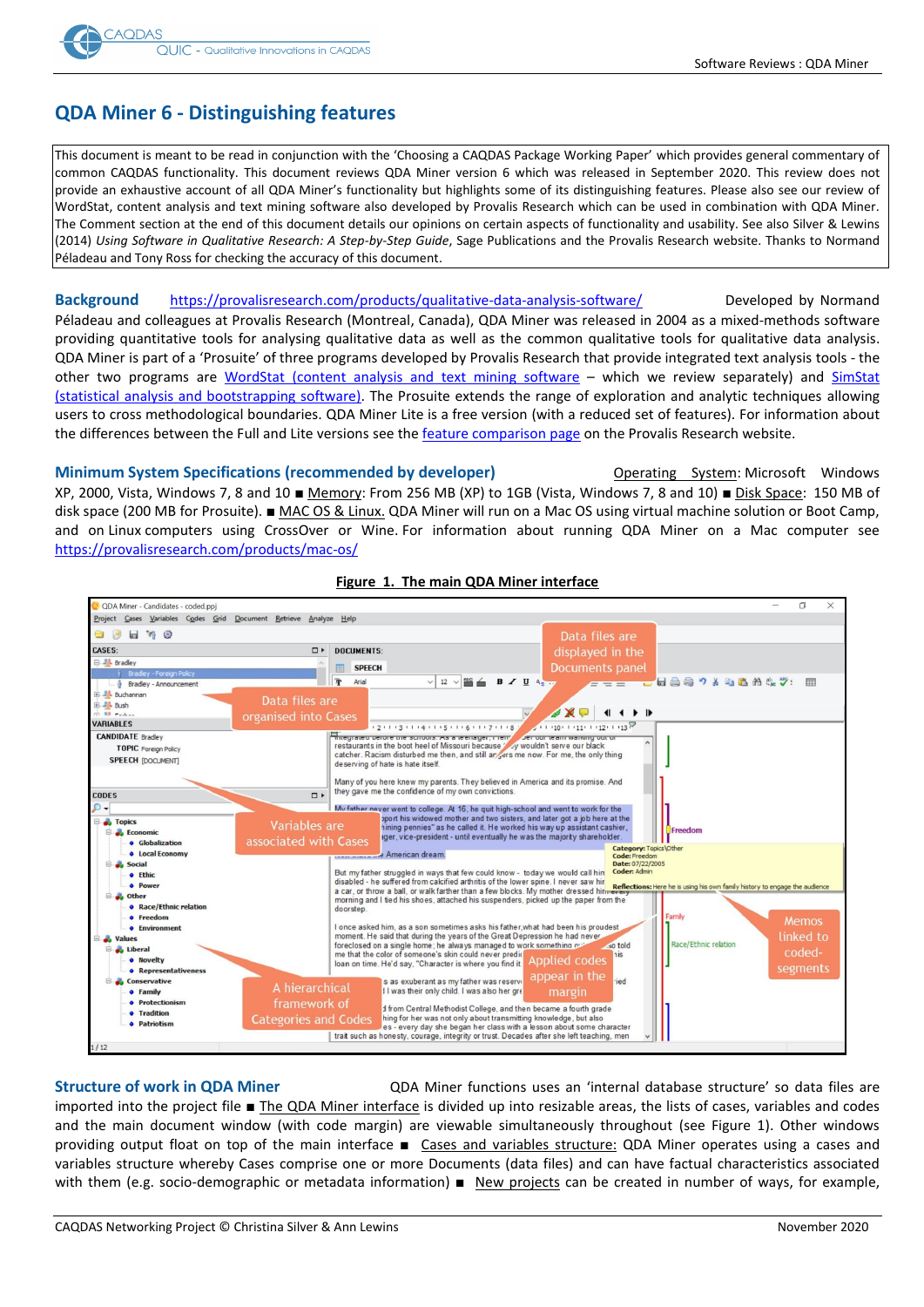# QDA Miner 6 - Distinguishing features

This document is meant to be read in conjunction with the 'Choosing a CAQDAS Package Working Paper' which provides general commentary of common CAQDAS functionality. This document reviews QDA Miner version 6 which was released in September 2020. This review does not provide an exhaustive account of all QDA Miner's functionality but highlights some of its distinguishing features. Please also see our review of WordStat, content analysis and text mining software also developed by Provalis Research which can be used in combination with QDA Miner. The Comment section at the end of this document details our opinions on certain aspects of functionality and usability. See also Silver & Lewins (2014) *Using Software in Qualitative Research: A Step-by-Step Guide*, Sage Publications and the Provalis Research website. Thanks to Normand Péladeau and Tony Ross for checking the accuracy of this document.

**Background** https://provalisresearch.com/products/qualitative-data-analysis-software/ Developed by Normand Péladeau and colleagues at Provalis Research (Montreal, Canada), QDA Miner was released in 2004 as a mixed-methods software providing quantitative tools for analysing qualitative data as well as the common qualitative tools for qualitative data analysis. QDA Miner is part of a 'Prosuite' of three programs developed by Provalis Research that provide integrated text analysis tools - the other two programs are WordStat (content analysis and text mining software – which we review separately) and SimStat (statistical analysis and bootstrapping software). The Prosuite extends the range of exploration and analytic techniques allowing users to cross methodological boundaries. QDA Miner Lite is a free version (with a reduced set of features). For information about the differences between the Full and Lite versions see the feature comparison page on the Provalis Research website.

**Minimum System Specifications (recommended by developer)** Operating System: Microsoft Windows XP, 2000, Vista, Windows 7, 8 and 10 ■ Memory: From 256 MB (XP) to 1GB (Vista, Windows 7, 8 and 10) ■ Disk Space: 150 MB of disk space (200 MB for Prosuite). ■ MAC OS & Linux. QDA Miner will run on a Mac OS using virtual machine solution or Boot Camp, and on Linux computers using CrossOver or Wine. For information about running QDA Miner on a Mac computer see https://provalisresearch.com/products/mac-os/

**Figure 1. The main QDA Miner interface**

**Structure of work in QDA Miner** QDA Miner functions uses an 'internal database structure' so data files are imported into the project file ■ The QDA Miner interface is divided up into resizable areas, the lists of cases, variables and codes and the main document window (with code margin) are viewable simultaneously throughout (see Figure 1). Other windows providing output float on top of the main interface ■ Cases and variables structure: QDA Miner operates using a cases and variables structure whereby Cases comprise one or more Documents (data files) and can have factual characteristics associated with them (e.g. socio-demographic or metadata information) ■ New projects can be created in number of ways, for example,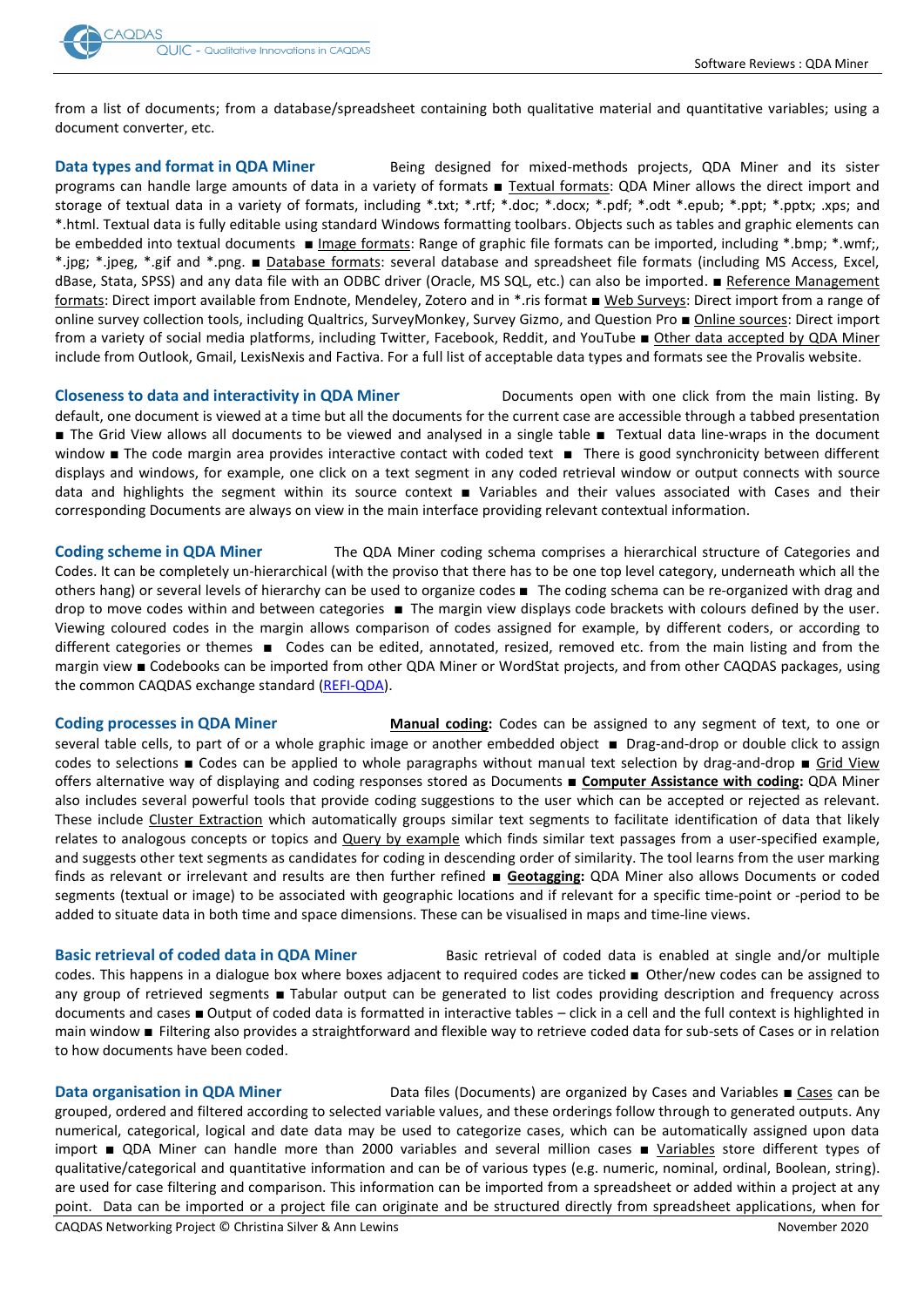from a list of documents; from a database/spreadsheet containing both qualitative material and quantitative variables; using a document converter, etc.

**Data types and format in QDA Miner** Being designed for mixed-methods projects, QDA Miner and its sister programs can handle large amounts of data in a variety of formats ■ Textual formats: QDA Miner allows the direct import and storage of textual data in a variety of formats, including *.txt; *.rtf; *.doc; *.docx; *.pdf; *.odt *.epub; *.ppt; *.pptx; .xps; and *.html. Textual data is fully editable using standard Windows formatting toolbars. Objects such as tables and graphic elements can be embedded into textual documents ■ Image formats: Range of graphic file formats can be imported, including *.bmp; *.wmf;, *.jpg; *.jpeg, *.gif and *.png. ■ Database formats: several database and spreadsheet file formats (including MS Access, Excel, dBase, Stata, SPSS) and any data file with an ODBC driver (Oracle, MS SQL, etc.) can also be imported. ■ Reference Management formats: Direct import available from Endnote, Mendeley, Zotero and in *.ris format ■ Web Surveys: Direct import from a range of online survey collection tools, including Qualtrics, SurveyMonkey, Survey Gizmo, and Question Pro ■ Online sources: Direct import from a variety of social media platforms, including Twitter, Facebook, Reddit, and YouTube ■ Other data accepted by QDA Miner include from Outlook, Gmail, LexisNexis and Factiva. For a full list of acceptable data types and formats see the Provalis website.

**Closeness to data and interactivity in QDA Miner** Documents open with one click from the main listing. By default, one document is viewed at a time but all the documents for the current case are accessible through a tabbed presentation ■ The Grid View allows all documents to be viewed and analysed in a single table ■ Textual data line-wraps in the document window ■ The code margin area provides interactive contact with coded text ■ There is good synchronicity between different displays and windows, for example, one click on a text segment in any coded retrieval window or output connects with source data and highlights the segment within its source context ■ Variables and their values associated with Cases and their corresponding Documents are always on view in the main interface providing relevant contextual information.

**Coding scheme in QDA Miner** The QDA Miner coding schema comprises a hierarchical structure of Categories and Codes. It can be completely un-hierarchical (with the proviso that there has to be one top level category, underneath which all the others hang) or several levels of hierarchy can be used to organize codes ■ The coding schema can be re-organized with drag and drop to move codes within and between categories ■ The margin view displays code brackets with colours defined by the user. Viewing coloured codes in the margin allows comparison of codes assigned for example, by different coders, or according to different categories or themes ■ Codes can be edited, annotated, resized, removed etc. from the main listing and from the margin view ■ Codebooks can be imported from other QDA Miner or WordStat projects, and from other CAQDAS packages, using the common CAQDAS exchange standard (REFI-QDA).

**Coding processes in QDA Miner** **Manual coding:** Codes can be assigned to any segment of text, to one or several table cells, to part of or a whole graphic image or another embedded object ■ Drag-and-drop or double click to assign codes to selections ■ Codes can be applied to whole paragraphs without manual text selection by drag-and-drop ■ Grid View offers alternative way of displaying and coding responses stored as Documents ■ **Computer Assistance with coding:** QDA Miner also includes several powerful tools that provide coding suggestions to the user which can be accepted or rejected as relevant. These include Cluster Extraction which automatically groups similar text segments to facilitate identification of data that likely relates to analogous concepts or topics and Query by example which finds similar text passages from a user-specified example, and suggests other text segments as candidates for coding in descending order of similarity. The tool learns from the user marking finds as relevant or irrelevant and results are then further refined ■ **Geotagging:** QDA Miner also allows Documents or coded segments (textual or image) to be associated with geographic locations and if relevant for a specific time-point or -period to be added to situate data in both time and space dimensions. These can be visualised in maps and time-line views.

**Basic retrieval of coded data in QDA Miner** Basic retrieval of coded data is enabled at single and/or multiple codes. This happens in a dialogue box where boxes adjacent to required codes are ticked ■ Other/new codes can be assigned to any group of retrieved segments ■ Tabular output can be generated to list codes providing description and frequency across documents and cases ■ Output of coded data is formatted in interactive tables – click in a cell and the full context is highlighted in main window ■ Filtering also provides a straightforward and flexible way to retrieve coded data for sub-sets of Cases or in relation to how documents have been coded.

**Data organisation in QDA Miner** Data files (Documents) are organized by Cases and Variables ■ Cases can be grouped, ordered and filtered according to selected variable values, and these orderings follow through to generated outputs. Any numerical, categorical, logical and date data may be used to categorize cases, which can be automatically assigned upon data import ■ QDA Miner can handle more than 2000 variables and several million cases ■ Variables store different types of qualitative/categorical and quantitative information and can be of various types (e.g. numeric, nominal, ordinal, Boolean, string). are used for case filtering and comparison. This information can be imported from a spreadsheet or added within a project at any point. Data can be imported or a project file can originate and be structured directly from spreadsheet applications, when for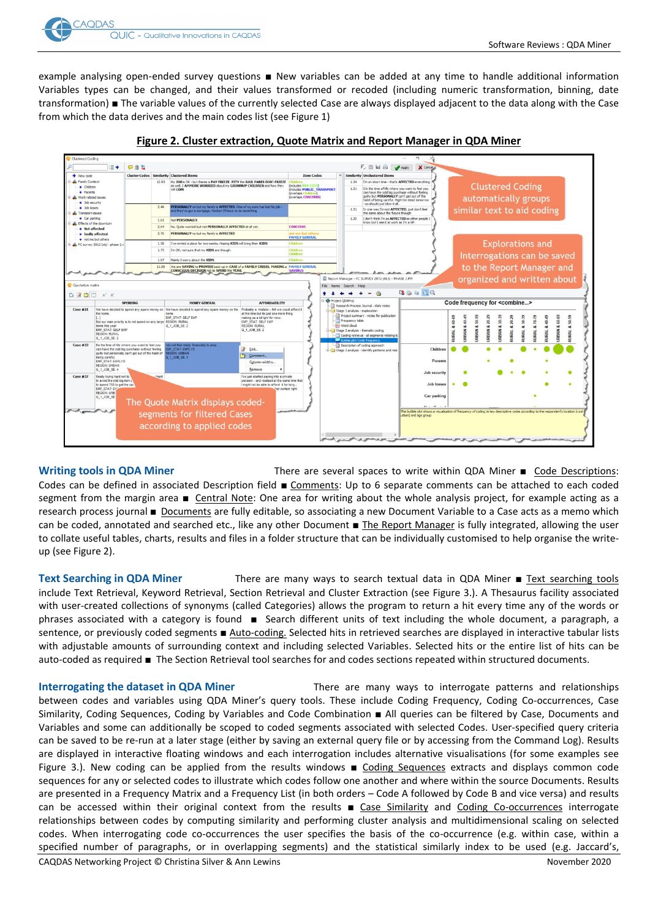example analysing open-ended survey questions ■ New variables can be added at any time to handle additional information Variables types can be changed, and their values transformed or recoded (including numeric transformation, binning, date transformation) ■ The variable values of the currently selected Case are always displayed adjacent to the data along with the Case from which the data derives and the main codes list (see Figure 1)

**Figure 2. Cluster extraction, Quote Matrix and Report Manager in QDA Miner**

## Writing tools in QDA Miner

There are several spaces to write within QDA Miner ■ Code Descriptions: Codes can be defined in associated Description field ■ Comments: Up to 6 separate comments can be attached to each coded segment from the margin area ■ Central Note: One area for writing about the whole analysis project, for example acting as a research process journal ■ Documents are fully editable, so associating a new Document Variable to a Case acts as a memo which can be coded, annotated and searched etc., like any other Document ■ The Report Manager is fully integrated, allowing the user to collate useful tables, charts, results and files in a folder structure that can be individually customised to help organise the write-up (see Figure 2).

## Text Searching in QDA Miner

There are many ways to search textual data in QDA Miner ■ Text searching tools include Text Retrieval, Keyword Retrieval, Section Retrieval and Cluster Extraction (see Figure 3.). A Thesaurus facility associated with user-created collections of synonyms (called Categories) allows the program to return a hit every time any of the words or phrases associated with a category is found ■ Search different units of text including the whole document, a paragraph, a sentence, or previously coded segments ■ Auto-coding. Selected hits in retrieved searches are displayed in interactive tabular lists with adjustable amounts of surrounding context and including selected Variables. Selected hits or the entire list of hits can be auto-coded as required ■ The Section Retrieval tool searches for and codes sections repeated within structured documents.

## Interrogating the dataset in QDA Miner

There are many ways to interrogate patterns and relationships between codes and variables using QDA Miner's query tools. These include Coding Frequency, Coding Co-occurrences, Case Similarity, Coding Sequences, Coding by Variables and Code Combination ■ All queries can be filtered by Case, Documents and Variables and some can additionally be scoped to coded segments associated with selected Codes. User-specified query criteria can be saved to be re-run at a later stage (either by saving an external query file or by accessing from the Command Log). Results are displayed in interactive floating windows and each interrogation includes alternative visualisations (for some examples see Figure 3.). New coding can be applied from the results windows ■ Coding Sequences extracts and displays common code sequences for any or selected codes to illustrate which codes follow one another and where within the source Documents. Results are presented in a Frequency Matrix and a Frequency List (in both orders – Code A followed by Code B and vice versa) and results can be accessed within their original context from the results ■ Case Similarity and Coding Co-occurrences interrogate relationships between codes by computing similarity and performing cluster analysis and multidimensional scaling on selected codes. When interrogating code co-occurrences the user specifies the basis of the co-occurrence (e.g. within case, within a specified number of paragraphs, or in overlapping segments) and the statistical similarly index to be used (e.g. Jaccard's,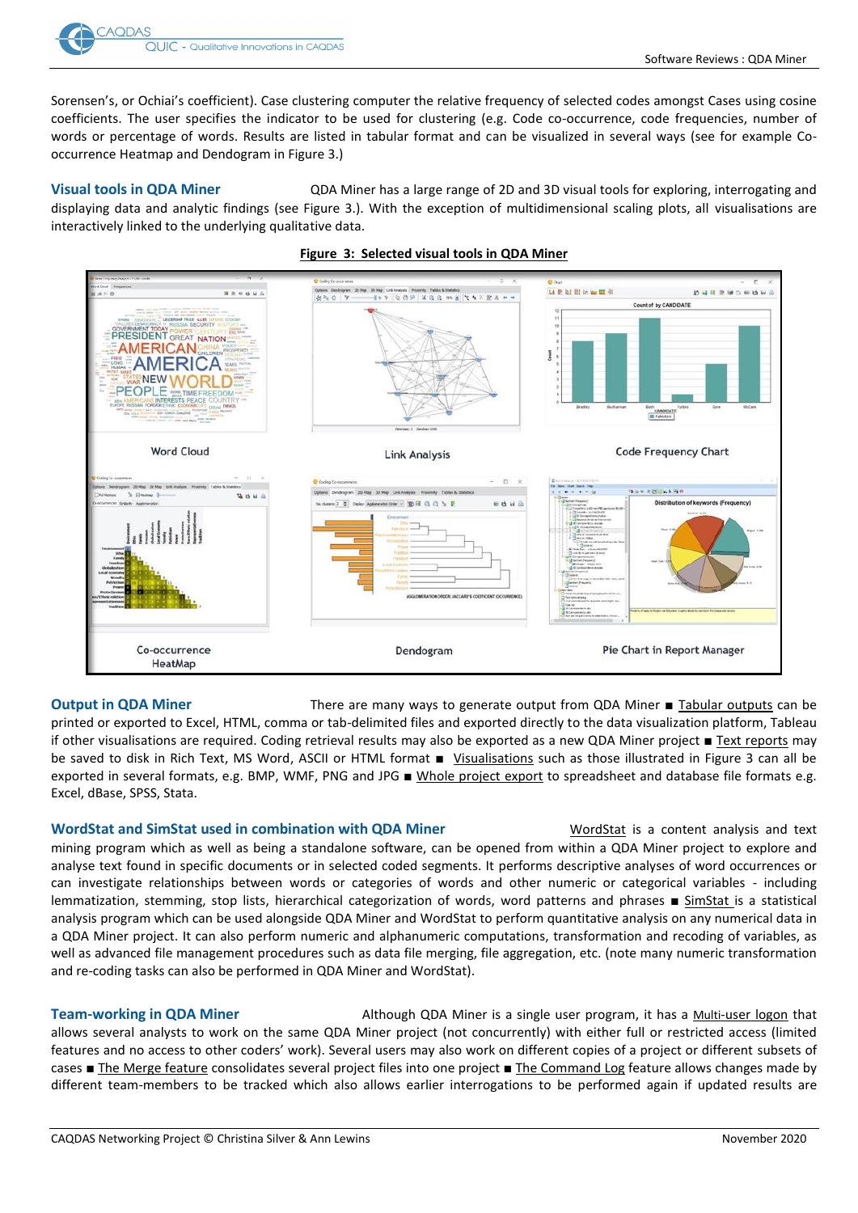Sorensen's, or Ochiai's coefficient). Case clustering computer the relative frequency of selected codes amongst Cases using cosine coefficients. The user specifies the indicator to be used for clustering (e.g. Code co-occurrence, code frequencies, number of words or percentage of words. Results are listed in tabular format and can be visualized in several ways (see for example Co-occurrence Heatmap and Dendogram in Figure 3.)

### Visual tools in QDA Miner

QDA Miner has a large range of 2D and 3D visual tools for exploring, interrogating and displaying data and analytic findings (see Figure 3.). With the exception of multidimensional scaling plots, all visualisations are interactively linked to the underlying qualitative data.

**Figure 3: Selected visual tools in QDA Miner**

Word Cloud

Link Analysis

Code Frequency Chart

Co-occurrence HeatMap

Dendogram

Pie Chart in Report Manager

### Output in QDA Miner

There are many ways to generate output from QDA Miner ■ Tabular outputs can be printed or exported to Excel, HTML, comma or tab-delimited files and exported directly to the data visualization platform, Tableau if other visualisations are required. Coding retrieval results may also be exported as a new QDA Miner project ■ Text reports may be saved to disk in Rich Text, MS Word, ASCII or HTML format ■ Visualisations such as those illustrated in Figure 3 can all be exported in several formats, e.g. BMP, WMF, PNG and JPG ■ Whole project export to spreadsheet and database file formats e.g. Excel, dBase, SPSS, Stata.

### WordStat and SimStat used in combination with QDA Miner

WordStat is a content analysis and text mining program which as well as being a standalone software, can be opened from within a QDA Miner project to explore and analyse text found in specific documents or in selected coded segments. It performs descriptive analyses of word occurrences or can investigate relationships between words or categories of words and other numeric or categorical variables - including lemmatization, stemming, stop lists, hierarchical categorization of words, word patterns and phrases ■ SimStat is a statistical analysis program which can be used alongside QDA Miner and WordStat to perform quantitative analysis on any numerical data in a QDA Miner project. It can also perform numeric and alphanumeric computations, transformation and recoding of variables, as well as advanced file management procedures such as data file merging, file aggregation, etc. (note many numeric transformation and re-coding tasks can also be performed in QDA Miner and WordStat).

### Team-working in QDA Miner

Although QDA Miner is a single user program, it has a Multi-user logon that allows several analysts to work on the same QDA Miner project (not concurrently) with either full or restricted access (limited features and no access to other coders' work). Several users may also work on different copies of a project or different subsets of cases ■ The Merge feature consolidates several project files into one project ■ The Command Log feature allows changes made by different team-members to be tracked which also allows earlier interrogations to be performed again if updated results are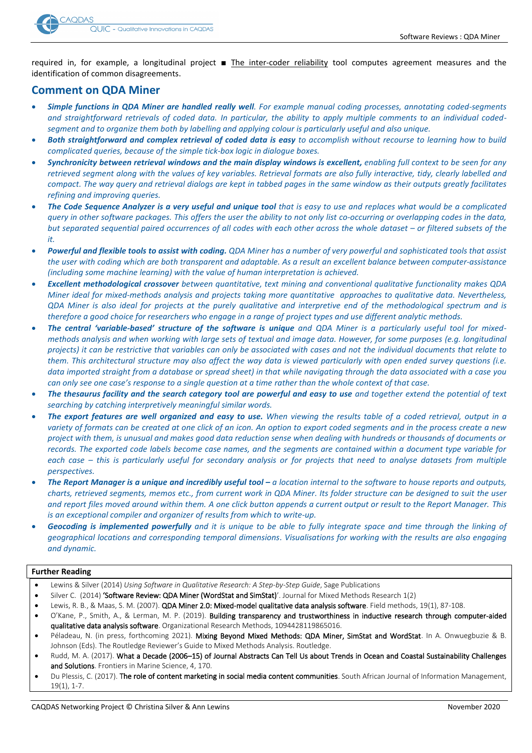required in, for example, a longitudinal project ■ The inter-coder reliability tool computes agreement measures and the identification of common disagreements.

## Comment on QDA Miner

- ***Simple functions in QDA Miner are handled really well**. For example manual coding processes, annotating coded-segments and straightforward retrievals of coded data. In particular, the ability to apply multiple comments to an individual coded-segment and to organize them both by labelling and applying colour is particularly useful and also unique.*
- ***Both straightforward and complex retrieval of coded data is easy** to accomplish without recourse to learning how to build complicated queries, because of the simple tick-box logic in dialogue boxes.*
- ***Synchronicity between retrieval windows and the main display windows is excellent,** enabling full context to be seen for any retrieved segment along with the values of key variables. Retrieval formats are also fully interactive, tidy, clearly labelled and compact. The way query and retrieval dialogs are kept in tabbed pages in the same window as their outputs greatly facilitates refining and improving queries.*
- ***The Code Sequence Analyzer is a very useful and unique tool** that is easy to use and replaces what would be a complicated query in other software packages. This offers the user the ability to not only list co-occurring or overlapping codes in the data, but separated sequential paired occurrences of all codes with each other across the whole dataset – or filtered subsets of the it.*
- ***Powerful and flexible tools to assist with coding.** QDA Miner has a number of very powerful and sophisticated tools that assist the user with coding which are both transparent and adaptable. As a result an excellent balance between computer-assistance (including some machine learning) with the value of human interpretation is achieved.*
- ***Excellent methodological crossover** between quantitative, text mining and conventional qualitative functionality makes QDA Miner ideal for mixed-methods analysis and projects taking more quantitative approaches to qualitative data. Nevertheless, QDA Miner is also ideal for projects at the purely qualitative and interpretive end of the methodological spectrum and is therefore a good choice for researchers who engage in a range of project types and use different analytic methods.*
- ***The central 'variable-based' structure of the software is unique** and QDA Miner is a particularly useful tool for mixed-methods analysis and when working with large sets of textual and image data. However, for some purposes (e.g. longitudinal projects) it can be restrictive that variables can only be associated with cases and not the individual documents that relate to them. This architectural structure may also affect the way data is viewed particularly with open ended survey questions (i.e. data imported straight from a database or spread sheet) in that while navigating through the data associated with a case you can only see one case's response to a single question at a time rather than the whole context of that case.*
- ***The thesaurus facility and the search category tool are powerful and easy to use** and together extend the potential of text searching by catching interpretively meaningful similar words.*
- ***The export features are well organized and easy to use.** When viewing the results table of a coded retrieval, output in a variety of formats can be created at one click of an icon. An option to export coded segments and in the process create a new project with them, is unusual and makes good data reduction sense when dealing with hundreds or thousands of documents or records. The exported code labels become case names, and the segments are contained within a document type variable for each case – this is particularly useful for secondary analysis or for projects that need to analyse datasets from multiple perspectives.*
- ***The Report Manager is a unique and incredibly useful tool –** a location internal to the software to house reports and outputs, charts, retrieved segments, memos etc., from current work in QDA Miner. Its folder structure can be designed to suit the user and report files moved around within them. A one click button appends a current output or result to the Report Manager. This is an exceptional compiler and organizer of results from which to write-up.*
- ***Geocoding is implemented powerfully** and it is unique to be able to fully integrate space and time through the linking of geographical locations and corresponding temporal dimensions. Visualisations for working with the results are also engaging and dynamic.*

**Further Reading**

- Lewins & Silver (2014) *Using Software in Qualitative Research: A Step-by-Step Guide*, Sage Publications
- Silver C. (2014) 'Software Review: QDA Miner (WordStat and SimStat)'. Journal for Mixed Methods Research 1(2)
- Lewis, R. B., & Maas, S. M. (2007). QDA Miner 2.0: Mixed-model qualitative data analysis software. Field methods, 19(1), 87-108.
- O'Kane, P., Smith, A., & Lerman, M. P. (2019). Building transparency and trustworthiness in inductive research through computer-aided qualitative data analysis software. Organizational Research Methods, 1094428119865016.
- Péladeau, N. (in press, forthcoming 2021). Mixing Beyond Mixed Methods: QDA Miner, SimStat and WordStat. In A. Onwuegbuzie & B. Johnson (Eds). The Routledge Reviewer's Guide to Mixed Methods Analysis. Routledge.
- Rudd, M. A. (2017). What a Decade (2006–15) of Journal Abstracts Can Tell Us about Trends in Ocean and Coastal Sustainability Challenges and Solutions. Frontiers in Marine Science, 4, 170.
- Du Plessis, C. (2017). The role of content marketing in social media content communities. South African Journal of Information Management, 19(1), 1-7.